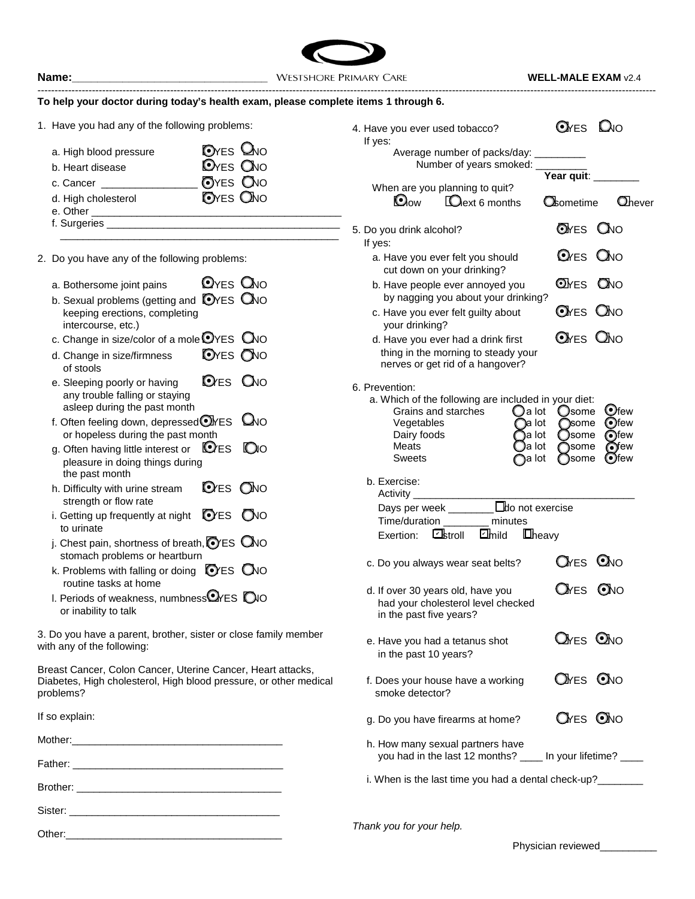**Name:**________________________________ WESTSHORE PRIMARY CARE **WELL-MALE EXAM** v2.4

**To help your doctor during today's health exam, please complete items 1 through 6.**

1. Have you had any of the following problems:

   a. High blood pressure ◉YES ○NO
   b. Heart disease ◉YES ○NO
   c. Cancer ________________ ◉YES ○NO
   d. High cholesterol ◉YES ○NO
   e. Other ____________________________________________
   f. Surgeries __________________________________________
   ______________________________________________________

2. Do you have any of the following problems:

   a. Bothersome joint pains ◉YES ○NO
   b. Sexual problems (getting and keeping erections, completing intercourse, etc.) ◉YES ○NO
   c. Change in size/color of a mole ◉YES ○NO
   d. Change in size/firmness of stools ◉YES ○NO
   e. Sleeping poorly or having any trouble falling or staying asleep during the past month ◉YES ○NO
   f. Often feeling down, depressed or hopeless during the past month ◉YES ○NO
   g. Often having little interest or pleasure in doing things during the past month ◉YES ○NO
   h. Difficulty with urine stream strength or flow rate ◉YES ○NO
   i. Getting up frequently at night to urinate ◉YES ○NO
   j. Chest pain, shortness of breath, stomach problems or heartburn ◉YES ○NO
   k. Problems with falling or doing routine tasks at home ◉YES ○NO
   l. Periods of weakness, numbness or inability to talk ◉YES ○NO

3. Do you have a parent, brother, sister or close family member with any of the following:

Breast Cancer, Colon Cancer, Uterine Cancer, Heart attacks, Diabetes, High cholesterol, High blood pressure, or other medical problems?

If so explain:

Mother:_____________________________________

Father: _____________________________________

Brother: ____________________________________

Sister: _____________________________________

Other:______________________________________

4. Have you ever used tobacco? ◉YES ○NO
   If yes:
   Average number of packs/day: _________
   Number of years smoked: _________
   **Year quit**: ________
   When are you planning to quit?
   ◉now ○next 6 months ○sometime ○never

5. Do you drink alcohol? ◉YES ○NO
   If yes:
   a. Have you ever felt you should cut down on your drinking? ◉YES ○NO
   b. Have people ever annoyed you by nagging you about your drinking? ◉YES ○NO
   c. Have you ever felt guilty about your drinking? ◉YES ○NO
   d. Have you ever had a drink first thing in the morning to steady your nerves or get rid of a hangover? ◉YES ○NO

6. Prevention:
   a. Which of the following are included in your diet:

| | | | |
|---|---|---|---|
| Grains and starches | ○a lot | ○some | ◉few |
| Vegetables | ○a lot | ○some | ◉few |
| Dairy foods | ○a lot | ○some | ◉few |
| Meats | ○a lot | ○some | ◉few |
| Sweets | ○a lot | ○some | ◉few |

   b. Exercise:
   Activity _____________________________________
   Days per week ________ ☐do not exercise
   Time/duration ________ minutes
   Exertion: ☑stroll ☑mild ☐heavy

   c. Do you always wear seat belts? ○YES ◉NO
   d. If over 30 years old, have you had your cholesterol level checked in the past five years? ○YES ◉NO
   e. Have you had a tetanus shot in the past 10 years? ○YES ◉NO
   f. Does your house have a working smoke detector? ○YES ◉NO
   g. Do you have firearms at home? ○YES ◉NO
   h. How many sexual partners have you had in the last 12 months? ____ In your lifetime? ____
   i. When is the last time you had a dental check-up?________

*Thank you for your help.*

Physician reviewed__________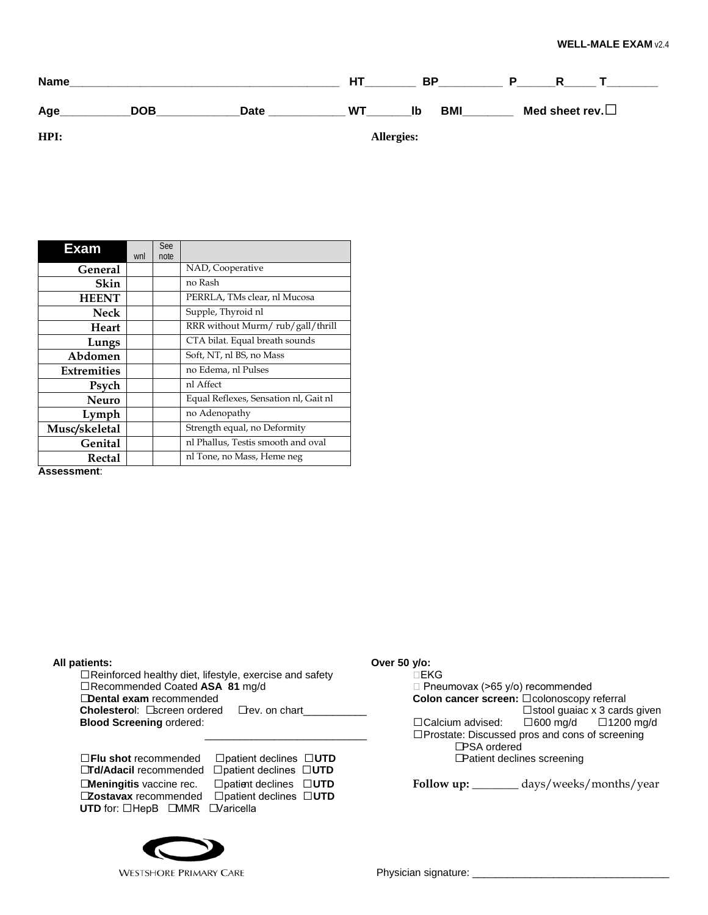**WELL-MALE EXAM** v2.4

**Name**\_\_\_\_\_\_\_\_\_\_\_\_\_\_\_\_\_\_\_\_\_\_\_\_\_\_\_\_\_\_\_\_\_\_\_\_\_\_\_\_\_\_\_ **HT**\_\_\_\_\_\_\_\_ **BP**\_\_\_\_\_\_\_\_\_\_ **P**\_\_\_\_\_\_**R**\_\_\_\_\_ **T**\_\_\_\_\_\_\_\_

**Age**\_\_\_\_\_\_\_\_\_\_\_**DOB**\_\_\_\_\_\_\_\_\_\_\_\_\_**Date** \_\_\_\_\_\_\_\_\_\_\_\_ **WT**\_\_\_\_\_\_\_**lb** **BMI**\_\_\_\_\_\_\_\_ **Med sheet rev.** ☐

**HPI:**

**Allergies:**

| Exam | wnl | See note | |
|---|---|---|---|
| **General** | | | NAD, Cooperative |
| **Skin** | | | no Rash |
| **HEENT** | | | PERRLA, TMs clear, nl Mucosa |
| **Neck** | | | Supple, Thyroid nl |
| **Heart** | | | RRR without Murm/ rub/gall/thrill |
| **Lungs** | | | CTA bilat. Equal breath sounds |
| **Abdomen** | | | Soft, NT, nl BS, no Mass |
| **Extremities** | | | no Edema, nl Pulses |
| **Psych** | | | nl Affect |
| **Neuro** | | | Equal Reflexes, Sensation nl, Gait nl |
| **Lymph** | | | no Adenopathy |
| **Musc/skeletal** | | | Strength equal, no Deformity |
| **Genital** | | | nl Phallus, Testis smooth and oval |
| **Rectal** | | | nl Tone, no Mass, Heme neg |

**Assessment**:

**All patients:**

- ☐ Reinforced healthy diet, lifestyle, exercise and safety
- ☐ Recommended Coated **ASA 81** mg/d
- ☐ **Dental exam** recommended
- **Cholesterol**: ☐ screen ordered ☐ rev. on chart\_\_\_\_\_\_\_\_\_\_\_
- **Blood Screening** ordered: \_\_\_\_\_\_\_\_\_\_\_\_\_\_\_\_\_\_\_\_\_\_\_\_\_\_\_\_

- ☐ **Flu shot** recommended ☐ patient declines ☐ **UTD**
- ☐ **Td/Adacil** recommended ☐ patient declines ☐ **UTD**
- ☐ **Meningitis** vaccine rec. ☐ patient declines ☐ **UTD**
- ☐ **Zostavax** recommended ☐ patient declines ☐ **UTD**
- **UTD** for: ☐ HepB ☐ MMR ☐ Varicella

**Over 50 y/o:**

- ☐ EKG
- ☐ Pneumovax (>65 y/o) recommended
- **Colon cancer screen:** ☐ colonoscopy referral ☐ stool guaiac x 3 cards given
- ☐ Calcium advised: ☐ 600 mg/d ☐ 1200 mg/d
- ☐ Prostate: Discussed pros and cons of screening
  - ☐ PSA ordered
  - ☐ Patient declines screening

**Follow up:** \_\_\_\_\_\_\_\_ days/weeks/months/year

WESTSHORE PRIMARY CARE

Physician signature: \_\_\_\_\_\_\_\_\_\_\_\_\_\_\_\_\_\_\_\_\_\_\_\_\_\_\_\_\_\_\_\_\_\_